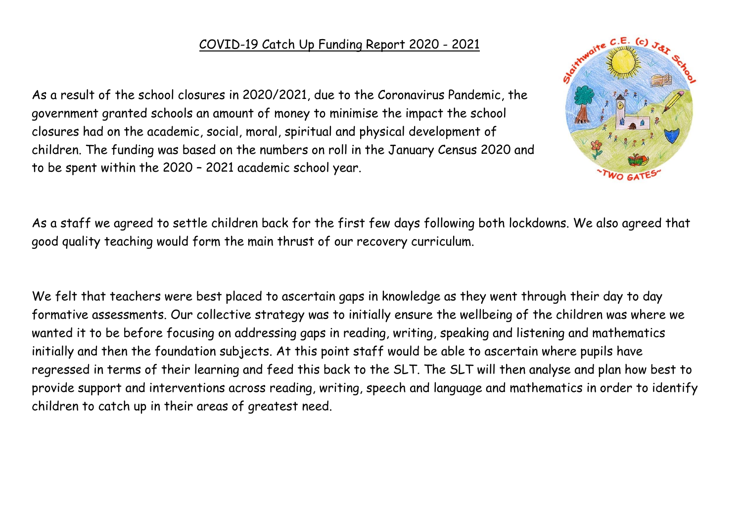# COVID-19 Catch Up Funding Report 2020 - 2021

As a result of the school closures in 2020/2021, due to the Coronavirus Pandemic, the government granted schools an amount of money to minimise the impact the school closures had on the academic, social, moral, spiritual and physical development of children. The funding was based on the numbers on roll in the January Census 2020 and to be spent within the 2020 – 2021 academic school year.

As a staff we agreed to settle children back for the first few days following both lockdowns. We also agreed that good quality teaching would form the main thrust of our recovery curriculum.

We felt that teachers were best placed to ascertain gaps in knowledge as they went through their day to day formative assessments. Our collective strategy was to initially ensure the wellbeing of the children was where we wanted it to be before focusing on addressing gaps in reading, writing, speaking and listening and mathematics initially and then the foundation subjects. At this point staff would be able to ascertain where pupils have regressed in terms of their learning and feed this back to the SLT. The SLT will then analyse and plan how best to provide support and interventions across reading, writing, speech and language and mathematics in order to identify children to catch up in their areas of greatest need.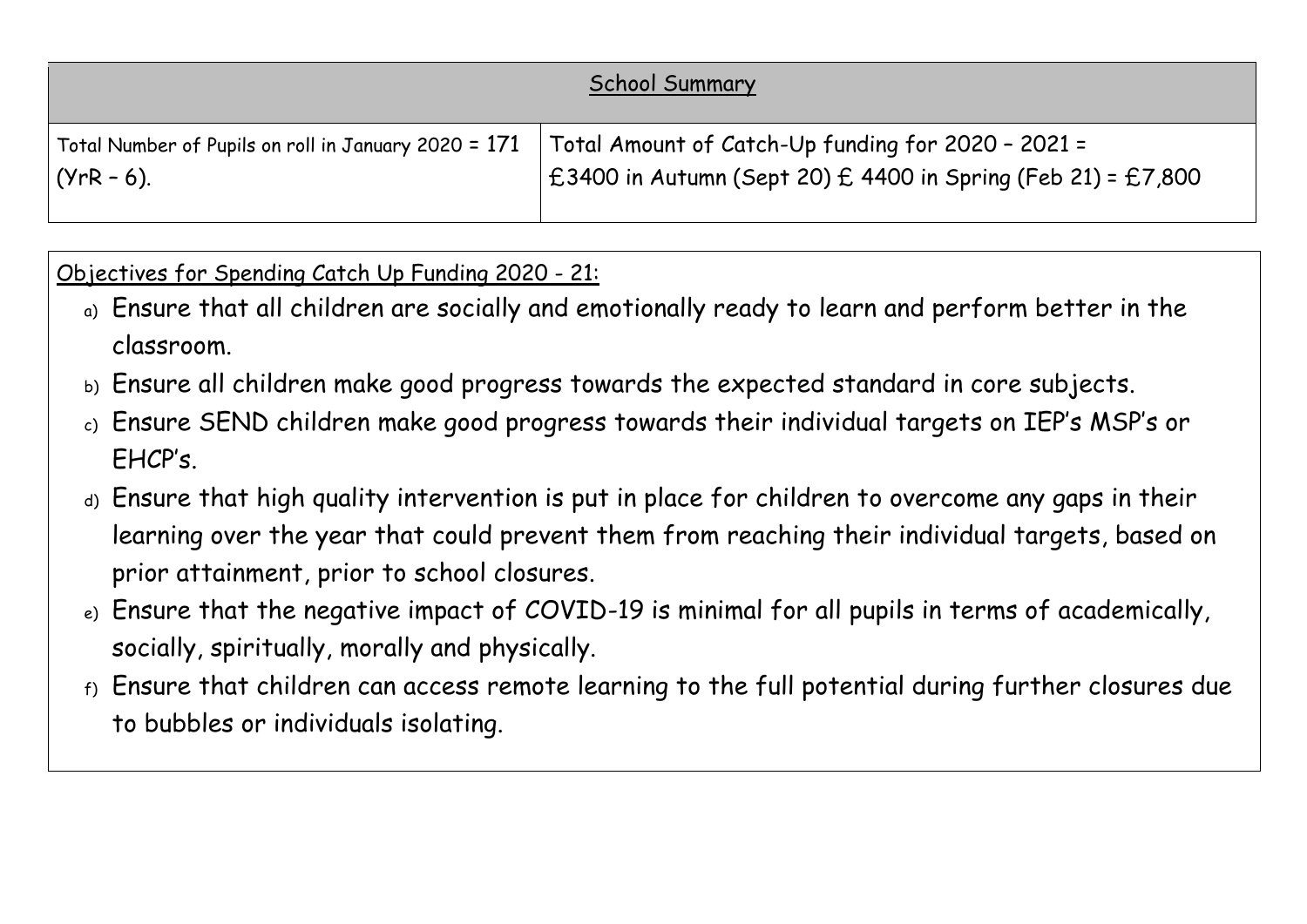| School Summary | |
|---|---|
| Total Number of Pupils on roll in January 2020 = 171 (YrR – 6). | Total Amount of Catch-Up funding for 2020 – 2021 = £3400 in Autumn (Sept 20) £ 4400 in Spring (Feb 21) = £7,800 |

Objectives for Spending Catch Up Funding 2020 - 21:

a) Ensure that all children are socially and emotionally ready to learn and perform better in the classroom.
b) Ensure all children make good progress towards the expected standard in core subjects.
c) Ensure SEND children make good progress towards their individual targets on IEP's MSP's or EHCP's.
d) Ensure that high quality intervention is put in place for children to overcome any gaps in their learning over the year that could prevent them from reaching their individual targets, based on prior attainment, prior to school closures.
e) Ensure that the negative impact of COVID-19 is minimal for all pupils in terms of academically, socially, spiritually, morally and physically.
f) Ensure that children can access remote learning to the full potential during further closures due to bubbles or individuals isolating.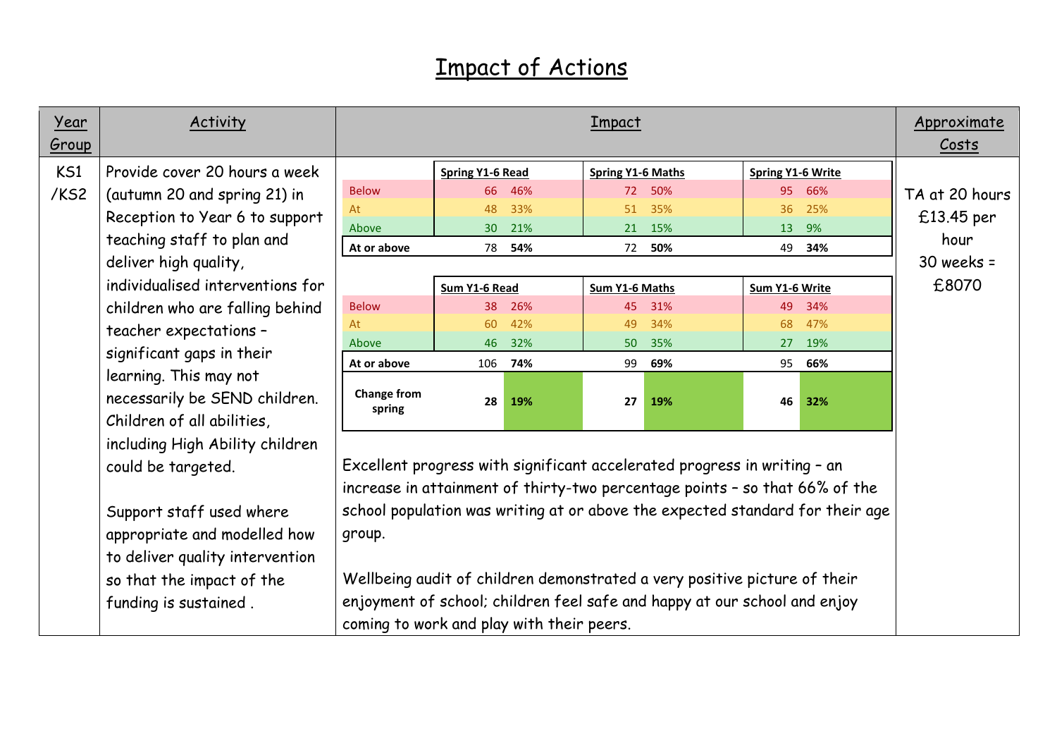# Impact of Actions

<table>
<thead>
<tr>
<th>Year Group</th>
<th>Activity</th>
<th>Impact</th>
<th>Approximate Costs</th>
</tr>
</thead>
<tbody>
<tr>
<td>KS1 /KS2</td>
<td>Provide cover 20 hours a week (autumn 20 and spring 21) in Reception to Year 6 to support teaching staff to plan and deliver high quality, individualised interventions for children who are falling behind teacher expectations – significant gaps in their learning. This may not necessarily be SEND children. Children of all abilities, including High Ability children could be targeted.<br><br>Support staff used where appropriate and modelled how to deliver quality intervention so that the impact of the funding is sustained .</td>
<td>

| | Spring Y1-6 Read | | Spring Y1-6 Maths | | Spring Y1-6 Write | |
|---|---|---|---|---|---|---|
| Below | 66 | 46% | 72 | 50% | 95 | 66% |
| At | 48 | 33% | 51 | 35% | 36 | 25% |
| Above | 30 | 21% | 21 | 15% | 13 | 9% |
| **At or above** | 78 | **54%** | 72 | **50%** | 49 | **34%** |

| | Sum Y1-6 Read | | Sum Y1-6 Maths | | Sum Y1-6 Write | |
|---|---|---|---|---|---|---|
| Below | 38 | 26% | 45 | 31% | 49 | 34% |
| At | 60 | 42% | 49 | 34% | 68 | 47% |
| Above | 46 | 32% | 50 | 35% | 27 | 19% |
| **At or above** | 106 | **74%** | 99 | **69%** | 95 | **66%** |
| **Change from spring** | **28** | **19%** | **27** | **19%** | **46** | **32%** |

Excellent progress with significant accelerated progress in writing – an increase in attainment of thirty-two percentage points – so that 66% of the school population was writing at or above the expected standard for their age group.

Wellbeing audit of children demonstrated a very positive picture of their enjoyment of school; children feel safe and happy at our school and enjoy coming to work and play with their peers.

</td>
<td>TA at 20 hours £13.45 per hour<br>30 weeks = £8070</td>
</tr>
</tbody>
</table>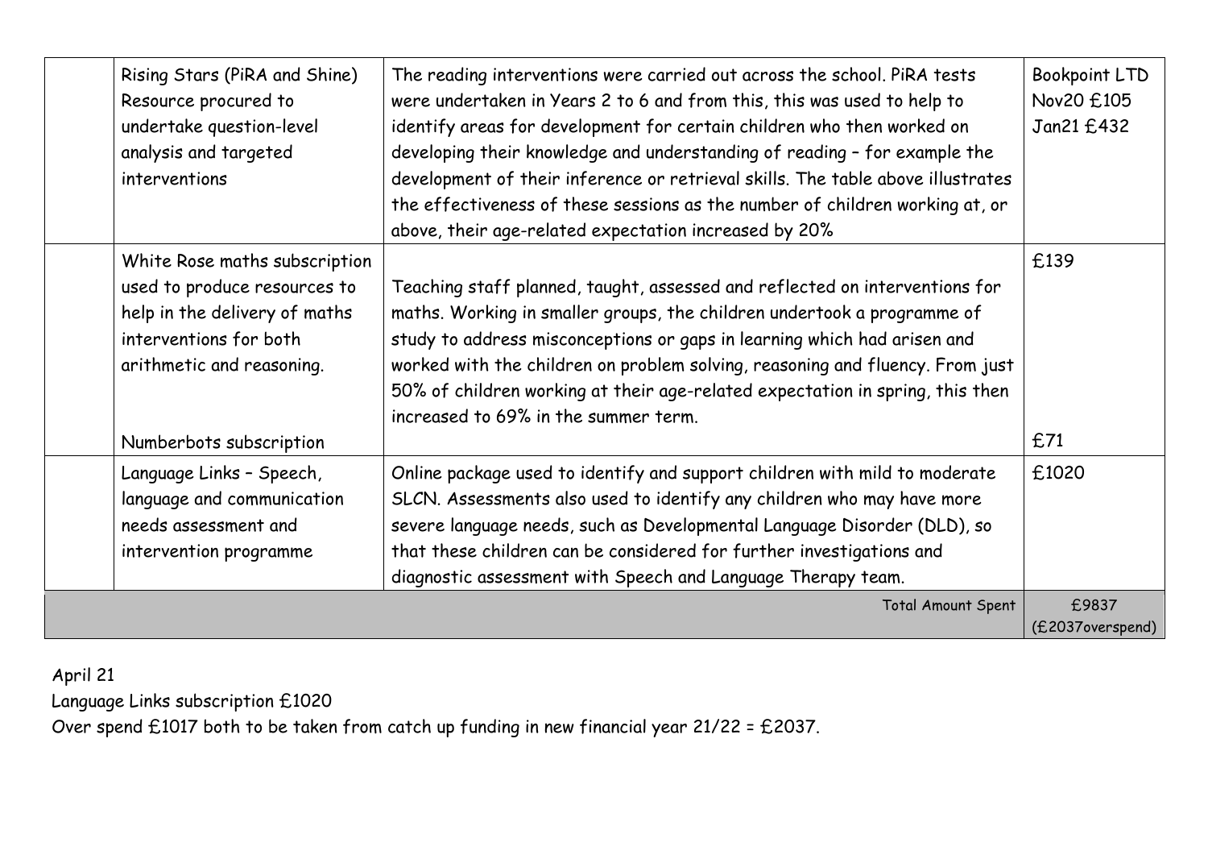| | | | |
|---|---|---|---|
| | Rising Stars (PiRA and Shine) Resource procured to undertake question-level analysis and targeted interventions | The reading interventions were carried out across the school. PiRA tests were undertaken in Years 2 to 6 and from this, this was used to help to identify areas for development for certain children who then worked on developing their knowledge and understanding of reading – for example the development of their inference or retrieval skills. The table above illustrates the effectiveness of these sessions as the number of children working at, or above, their age-related expectation increased by 20% | Bookpoint LTD Nov20 £105 Jan21 £432 |
| | White Rose maths subscription used to produce resources to help in the delivery of maths interventions for both arithmetic and reasoning.<br><br>Numberbots subscription | Teaching staff planned, taught, assessed and reflected on interventions for maths. Working in smaller groups, the children undertook a programme of study to address misconceptions or gaps in learning which had arisen and worked with the children on problem solving, reasoning and fluency. From just 50% of children working at their age-related expectation in spring, this then increased to 69% in the summer term. | £139<br><br>£71 |
| | Language Links – Speech, language and communication needs assessment and intervention programme | Online package used to identify and support children with mild to moderate SLCN. Assessments also used to identify any children who may have more severe language needs, such as Developmental Language Disorder (DLD), so that these children can be considered for further investigations and diagnostic assessment with Speech and Language Therapy team. | £1020 |
| | | Total Amount Spent | £9837 (£2037overspend) |

April 21

Language Links subscription £1020

Over spend £1017 both to be taken from catch up funding in new financial year 21/22 = £2037.